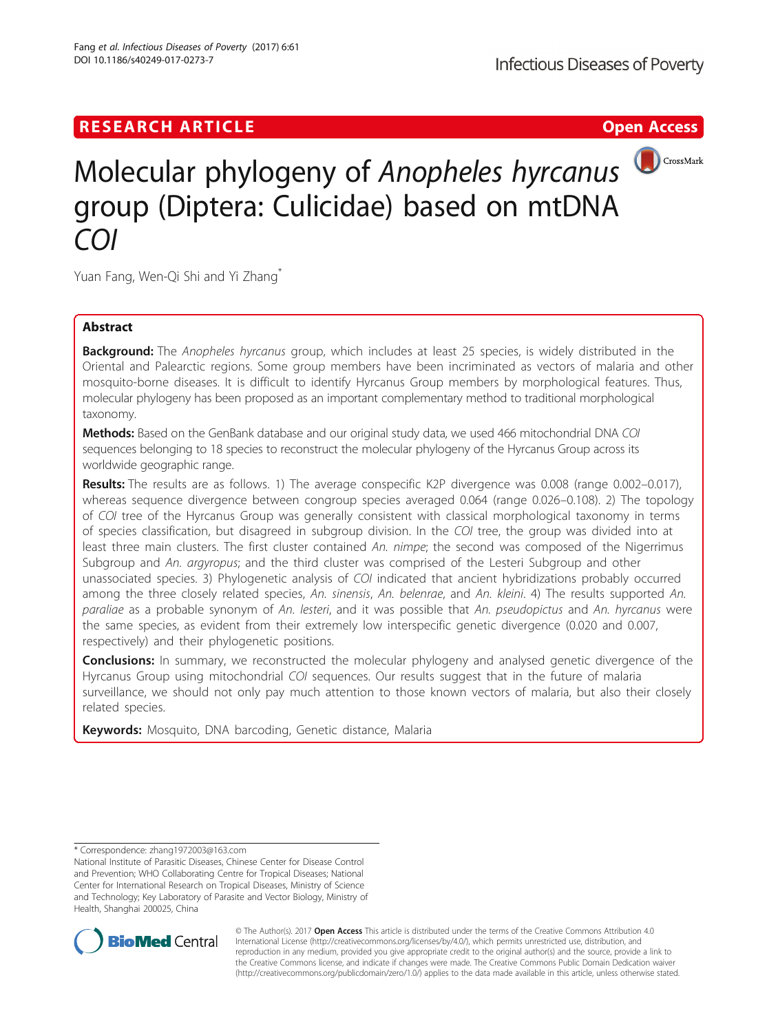RESEARCH ARTICLE Open Access

# Molecular phylogeny of *Anopheles hyrcanus* group (Diptera: Culicidae) based on mtDNA *COI*

Yuan Fang, Wen-Qi Shi and Yi Zhang*

## Abstract

**Background:** The *Anopheles hyrcanus* group, which includes at least 25 species, is widely distributed in the Oriental and Palearctic regions. Some group members have been incriminated as vectors of malaria and other mosquito-borne diseases. It is difficult to identify Hyrcanus Group members by morphological features. Thus, molecular phylogeny has been proposed as an important complementary method to traditional morphological taxonomy.

**Methods:** Based on the GenBank database and our original study data, we used 466 mitochondrial DNA *COI* sequences belonging to 18 species to reconstruct the molecular phylogeny of the Hyrcanus Group across its worldwide geographic range.

**Results:** The results are as follows. 1) The average conspecific K2P divergence was 0.008 (range 0.002–0.017), whereas sequence divergence between congroup species averaged 0.064 (range 0.026–0.108). 2) The topology of *COI* tree of the Hyrcanus Group was generally consistent with classical morphological taxonomy in terms of species classification, but disagreed in subgroup division. In the *COI* tree, the group was divided into at least three main clusters. The first cluster contained *An. nimpe*; the second was composed of the Nigerrimus Subgroup and *An. argyropus*; and the third cluster was comprised of the Lesteri Subgroup and other unassociated species. 3) Phylogenetic analysis of *COI* indicated that ancient hybridizations probably occurred among the three closely related species, *An. sinensis*, *An. belenrae*, and *An. kleini*. 4) The results supported *An. paraliae* as a probable synonym of *An. lesteri*, and it was possible that *An. pseudopictus* and *An. hyrcanus* were the same species, as evident from their extremely low interspecific genetic divergence (0.020 and 0.007, respectively) and their phylogenetic positions.

**Conclusions:** In summary, we reconstructed the molecular phylogeny and analysed genetic divergence of the Hyrcanus Group using mitochondrial *COI* sequences. Our results suggest that in the future of malaria surveillance, we should not only pay much attention to those known vectors of malaria, but also their closely related species.

**Keywords:** Mosquito, DNA barcoding, Genetic distance, Malaria

---

* Correspondence: zhang1972003@163.com

National Institute of Parasitic Diseases, Chinese Center for Disease Control and Prevention; WHO Collaborating Centre for Tropical Diseases; National Center for International Research on Tropical Diseases, Ministry of Science and Technology; Key Laboratory of Parasite and Vector Biology, Ministry of Health, Shanghai 200025, China

© The Author(s). 2017 **Open Access** This article is distributed under the terms of the Creative Commons Attribution 4.0 International License (http://creativecommons.org/licenses/by/4.0/), which permits unrestricted use, distribution, and reproduction in any medium, provided you give appropriate credit to the original author(s) and the source, provide a link to the Creative Commons license, and indicate if changes were made. The Creative Commons Public Domain Dedication waiver (http://creativecommons.org/publicdomain/zero/1.0/) applies to the data made available in this article, unless otherwise stated.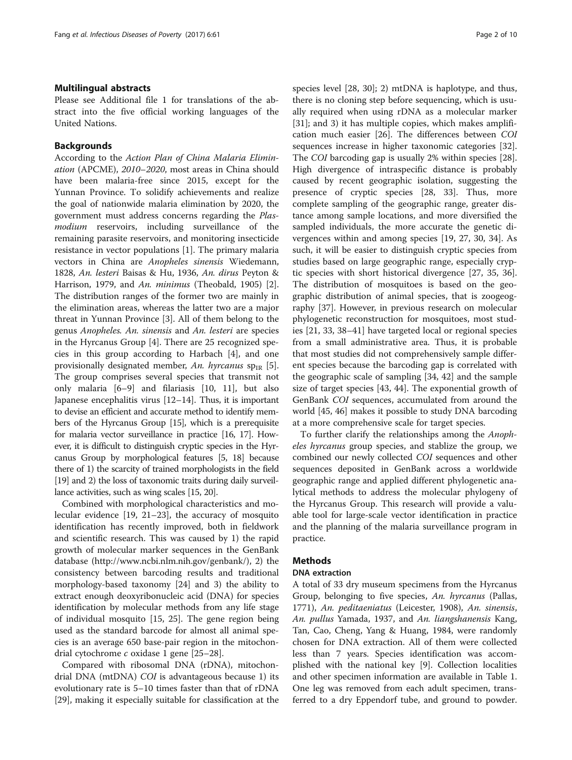## Multilingual abstracts

Please see Additional file 1 for translations of the abstract into the five official working languages of the United Nations.

## Backgrounds

According to the *Action Plan of China Malaria Elimination* (APCME), *2010–2020*, most areas in China should have been malaria-free since 2015, except for the Yunnan Province. To solidify achievements and realize the goal of nationwide malaria elimination by 2020, the government must address concerns regarding the *Plasmodium* reservoirs, including surveillance of the remaining parasite reservoirs, and monitoring insecticide resistance in vector populations [1]. The primary malaria vectors in China are *Anopheles sinensis* Wiedemann, 1828, *An. lesteri* Baisas & Hu, 1936, *An. dirus* Peyton & Harrison, 1979, and *An. minimus* (Theobald, 1905) [2]. The distribution ranges of the former two are mainly in the elimination areas, whereas the latter two are a major threat in Yunnan Province [3]. All of them belong to the genus *Anopheles*. *An. sinensis* and *An. lesteri* are species in the Hyrcanus Group [4]. There are 25 recognized species in this group according to Harbach [4], and one provisionally designated member, *An. hyrcanus* $sp_{IR}$ [5]. The group comprises several species that transmit not only malaria [6–9] and filariasis [10, 11], but also Japanese encephalitis virus [12–14]. Thus, it is important to devise an efficient and accurate method to identify members of the Hyrcanus Group [15], which is a prerequisite for malaria vector surveillance in practice [16, 17]. However, it is difficult to distinguish cryptic species in the Hyrcanus Group by morphological features [5, 18] because there of 1) the scarcity of trained morphologists in the field [19] and 2) the loss of taxonomic traits during daily surveillance activities, such as wing scales [15, 20].

Combined with morphological characteristics and molecular evidence [19, 21–23], the accuracy of mosquito identification has recently improved, both in fieldwork and scientific research. This was caused by 1) the rapid growth of molecular marker sequences in the GenBank database (http://www.ncbi.nlm.nih.gov/genbank/), 2) the consistency between barcoding results and traditional morphology-based taxonomy [24] and 3) the ability to extract enough deoxyribonucleic acid (DNA) for species identification by molecular methods from any life stage of individual mosquito [15, 25]. The gene region being used as the standard barcode for almost all animal species is an average 650 base-pair region in the mitochondrial cytochrome *c* oxidase 1 gene [25–28].

Compared with ribosomal DNA (rDNA), mitochondrial DNA (mtDNA) *COI* is advantageous because 1) its evolutionary rate is 5–10 times faster than that of rDNA [29], making it especially suitable for classification at the species level [28, 30]; 2) mtDNA is haplotype, and thus, there is no cloning step before sequencing, which is usually required when using rDNA as a molecular marker [31]; and 3) it has multiple copies, which makes amplification much easier [26]. The differences between *COI* sequences increase in higher taxonomic categories [32]. The *COI* barcoding gap is usually 2% within species [28]. High divergence of intraspecific distance is probably caused by recent geographic isolation, suggesting the presence of cryptic species [28, 33]. Thus, more complete sampling of the geographic range, greater distance among sample locations, and more diversified the sampled individuals, the more accurate the genetic divergences within and among species [19, 27, 30, 34]. As such, it will be easier to distinguish cryptic species from studies based on large geographic range, especially cryptic species with short historical divergence [27, 35, 36]. The distribution of mosquitoes is based on the geographic distribution of animal species, that is zoogeography [37]. However, in previous research on molecular phylogenetic reconstruction for mosquitoes, most studies [21, 33, 38–41] have targeted local or regional species from a small administrative area. Thus, it is probable that most studies did not comprehensively sample different species because the barcoding gap is correlated with the geographic scale of sampling [34, 42] and the sample size of target species [43, 44]. The exponential growth of GenBank *COI* sequences, accumulated from around the world [45, 46] makes it possible to study DNA barcoding at a more comprehensive scale for target species.

To further clarify the relationships among the *Anopheles hyrcanus* group species, and stablize the group, we combined our newly collected *COI* sequences and other sequences deposited in GenBank across a worldwide geographic range and applied different phylogenetic analytical methods to address the molecular phylogeny of the Hyrcanus Group. This research will provide a valuable tool for large-scale vector identification in practice and the planning of the malaria surveillance program in practice.

## Methods

### DNA extraction

A total of 33 dry museum specimens from the Hyrcanus Group, belonging to five species, *An. hyrcanus* (Pallas, 1771), *An. peditaeniatus* (Leicester, 1908), *An. sinensis*, *An. pullus* Yamada, 1937, and *An. liangshanensis* Kang, Tan, Cao, Cheng, Yang & Huang, 1984, were randomly chosen for DNA extraction. All of them were collected less than 7 years. Species identification was accomplished with the national key [9]. Collection localities and other specimen information are available in Table 1. One leg was removed from each adult specimen, transferred to a dry Eppendorf tube, and ground to powder.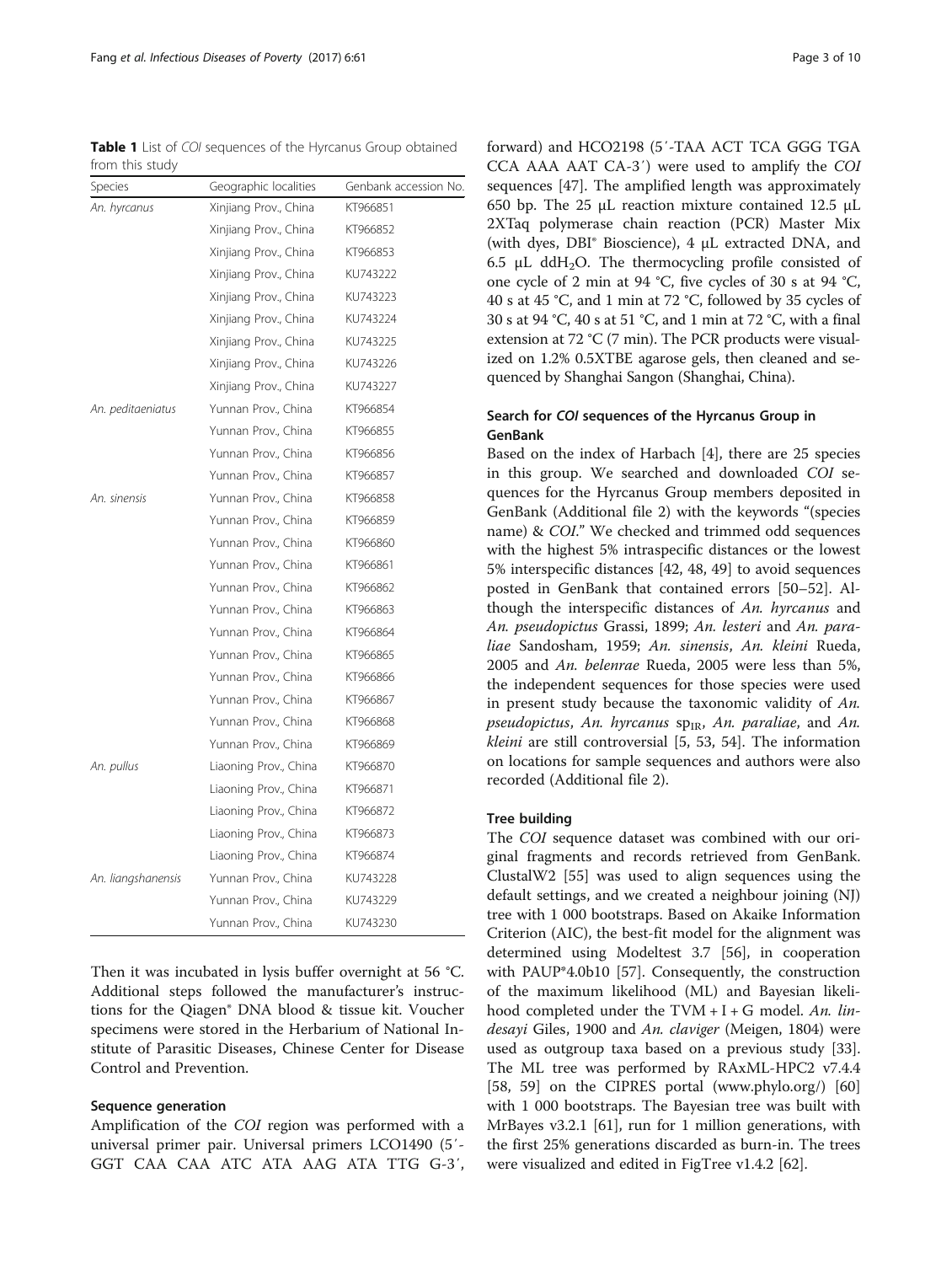**Table 1** List of *COI* sequences of the Hyrcanus Group obtained from this study

| Species | Geographic localities | Genbank accession No. |
|---|---|---|
| *An. hyrcanus* | Xinjiang Prov., China | KT966851 |
| | Xinjiang Prov., China | KT966852 |
| | Xinjiang Prov., China | KT966853 |
| | Xinjiang Prov., China | KU743222 |
| | Xinjiang Prov., China | KU743223 |
| | Xinjiang Prov., China | KU743224 |
| | Xinjiang Prov., China | KU743225 |
| | Xinjiang Prov., China | KU743226 |
| | Xinjiang Prov., China | KU743227 |
| *An. peditaeniatus* | Yunnan Prov., China | KT966854 |
| | Yunnan Prov., China | KT966855 |
| | Yunnan Prov., China | KT966856 |
| | Yunnan Prov., China | KT966857 |
| *An. sinensis* | Yunnan Prov., China | KT966858 |
| | Yunnan Prov., China | KT966859 |
| | Yunnan Prov., China | KT966860 |
| | Yunnan Prov., China | KT966861 |
| | Yunnan Prov., China | KT966862 |
| | Yunnan Prov., China | KT966863 |
| | Yunnan Prov., China | KT966864 |
| | Yunnan Prov., China | KT966865 |
| | Yunnan Prov., China | KT966866 |
| | Yunnan Prov., China | KT966867 |
| | Yunnan Prov., China | KT966868 |
| | Yunnan Prov., China | KT966869 |
| *An. pullus* | Liaoning Prov., China | KT966870 |
| | Liaoning Prov., China | KT966871 |
| | Liaoning Prov., China | KT966872 |
| | Liaoning Prov., China | KT966873 |
| | Liaoning Prov., China | KT966874 |
| *An. liangshanensis* | Yunnan Prov., China | KU743228 |
| | Yunnan Prov., China | KU743229 |
| | Yunnan Prov., China | KU743230 |

Then it was incubated in lysis buffer overnight at 56 °C. Additional steps followed the manufacturer's instructions for the Qiagen® DNA blood & tissue kit. Voucher specimens were stored in the Herbarium of National Institute of Parasitic Diseases, Chinese Center for Disease Control and Prevention.

### Sequence generation

Amplification of the *COI* region was performed with a universal primer pair. Universal primers LCO1490 (5′-GGT CAA CAA ATC ATA AAG ATA TTG G-3′, forward) and HCO2198 (5′-TAA ACT TCA GGG TGA CCA AAA AAT CA-3′) were used to amplify the *COI* sequences [47]. The amplified length was approximately 650 bp. The 25 μL reaction mixture contained 12.5 μL 2XTaq polymerase chain reaction (PCR) Master Mix (with dyes, DBI® Bioscience), 4 μL extracted DNA, and 6.5 μL $ddH_2O$. The thermocycling profile consisted of one cycle of 2 min at 94 °C, five cycles of 30 s at 94 °C, 40 s at 45 °C, and 1 min at 72 °C, followed by 35 cycles of 30 s at 94 °C, 40 s at 51 °C, and 1 min at 72 °C, with a final extension at 72 °C (7 min). The PCR products were visualized on 1.2% 0.5XTBE agarose gels, then cleaned and sequenced by Shanghai Sangon (Shanghai, China).

### Search for *COI* sequences of the Hyrcanus Group in GenBank

Based on the index of Harbach [4], there are 25 species in this group. We searched and downloaded *COI* sequences for the Hyrcanus Group members deposited in GenBank (Additional file 2) with the keywords "(species name) & *COI*." We checked and trimmed odd sequences with the highest 5% intraspecific distances or the lowest 5% interspecific distances [42, 48, 49] to avoid sequences posted in GenBank that contained errors [50–52]. Although the interspecific distances of *An. hyrcanus* and *An. pseudopictus* Grassi, 1899; *An. lesteri* and *An. paraliae* Sandosham, 1959; *An. sinensis*, *An. kleini* Rueda, 2005 and *An. belenrae* Rueda, 2005 were less than 5%, the independent sequences for those species were used in present study because the taxonomic validity of *An. pseudopictus*, *An. hyrcanus* $sp_{IR}$, *An. paraliae*, and *An. kleini* are still controversial [5, 53, 54]. The information on locations for sample sequences and authors were also recorded (Additional file 2).

### Tree building

The *COI* sequence dataset was combined with our original fragments and records retrieved from GenBank. ClustalW2 [55] was used to align sequences using the default settings, and we created a neighbour joining (NJ) tree with 1 000 bootstraps. Based on Akaike Information Criterion (AIC), the best-fit model for the alignment was determined using Modeltest 3.7 [56], in cooperation with PAUP*4.0b10 [57]. Consequently, the construction of the maximum likelihood (ML) and Bayesian likelihood completed under the TVM + I + G model. *An. lindesayi* Giles, 1900 and *An. claviger* (Meigen, 1804) were used as outgroup taxa based on a previous study [33]. The ML tree was performed by RAxML-HPC2 v7.4.4 [58, 59] on the CIPRES portal (www.phylo.org/) [60] with 1 000 bootstraps. The Bayesian tree was built with MrBayes v3.2.1 [61], run for 1 million generations, with the first 25% generations discarded as burn-in. The trees were visualized and edited in FigTree v1.4.2 [62].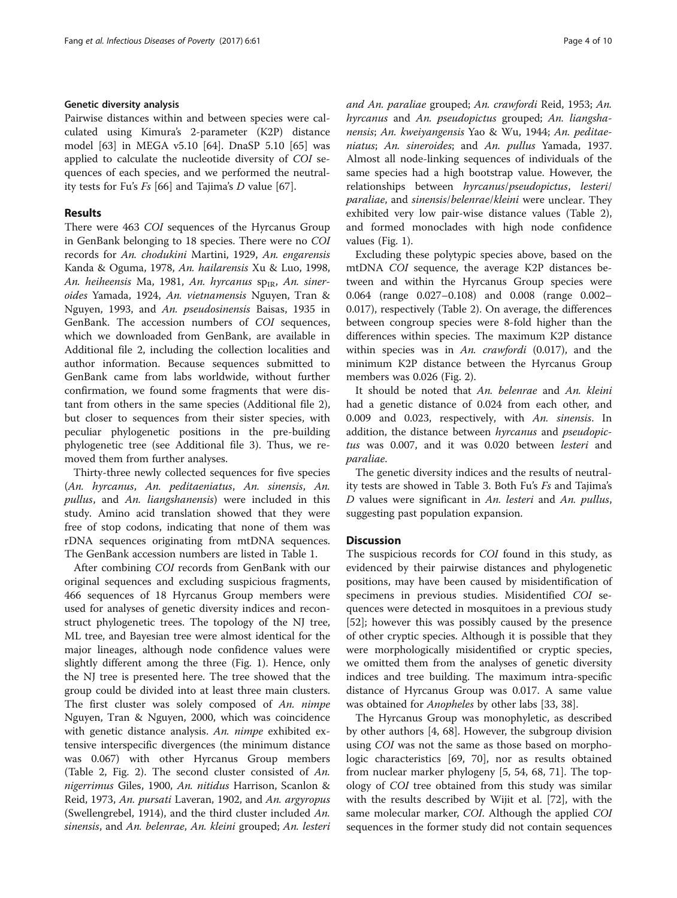#### Genetic diversity analysis

Pairwise distances within and between species were calculated using Kimura's 2-parameter (K2P) distance model [63] in MEGA v5.10 [64]. DnaSP 5.10 [65] was applied to calculate the nucleotide diversity of *COI* sequences of each species, and we performed the neutrality tests for Fu's *Fs* [66] and Tajima's *D* value [67].

## Results

There were 463 *COI* sequences of the Hyrcanus Group in GenBank belonging to 18 species. There were no *COI* records for *An. chodukini* Martini, 1929, *An. engarensis* Kanda & Oguma, 1978, *An. hailarensis* Xu & Luo, 1998, *An. heiheensis* Ma, 1981, *An. hyrcanus* sp$_{IR}$, *An. sineroides* Yamada, 1924, *An. vietnamensis* Nguyen, Tran & Nguyen, 1993, and *An. pseudosinensis* Baisas, 1935 in GenBank. The accession numbers of *COI* sequences, which we downloaded from GenBank, are available in Additional file 2, including the collection localities and author information. Because sequences submitted to GenBank came from labs worldwide, without further confirmation, we found some fragments that were distant from others in the same species (Additional file 2), but closer to sequences from their sister species, with peculiar phylogenetic positions in the pre-building phylogenetic tree (see Additional file 3). Thus, we removed them from further analyses.

Thirty-three newly collected sequences for five species (*An. hyrcanus*, *An. peditaeniatus*, *An. sinensis*, *An. pullus*, and *An. liangshanensis*) were included in this study. Amino acid translation showed that they were free of stop codons, indicating that none of them was rDNA sequences originating from mtDNA sequences. The GenBank accession numbers are listed in Table 1.

After combining *COI* records from GenBank with our original sequences and excluding suspicious fragments, 466 sequences of 18 Hyrcanus Group members were used for analyses of genetic diversity indices and reconstruct phylogenetic trees. The topology of the NJ tree, ML tree, and Bayesian tree were almost identical for the major lineages, although node confidence values were slightly different among the three (Fig. 1). Hence, only the NJ tree is presented here. The tree showed that the group could be divided into at least three main clusters. The first cluster was solely composed of *An. nimpe* Nguyen, Tran & Nguyen, 2000, which was coincidence with genetic distance analysis. *An. nimpe* exhibited extensive interspecific divergences (the minimum distance was 0.067) with other Hyrcanus Group members (Table 2, Fig. 2). The second cluster consisted of *An. nigerrimus* Giles, 1900, *An. nitidus* Harrison, Scanlon & Reid, 1973, *An. pursati* Laveran, 1902, and *An. argyropus* (Swellengrebel, 1914), and the third cluster included *An. sinensis*, and *An. belenrae*, *An. kleini* grouped; *An. lesteri* and *An. paraliae* grouped; *An. crawfordi* Reid, 1953; *An. hyrcanus* and *An. pseudopictus* grouped; *An. liangshanensis*; *An. kweiyangensis* Yao & Wu, 1944; *An. peditaeniatus*; *An. sineroides*; and *An. pullus* Yamada, 1937. Almost all node-linking sequences of individuals of the same species had a high bootstrap value. However, the relationships between *hyrcanus*/*pseudopictus*, *lesteri*/*paraliae*, and *sinensis*/*belenrae*/*kleini* were unclear. They exhibited very low pair-wise distance values (Table 2), and formed monoclades with high node confidence values (Fig. 1).

Excluding these polytypic species above, based on the mtDNA *COI* sequence, the average K2P distances between and within the Hyrcanus Group species were 0.064 (range 0.027–0.108) and 0.008 (range 0.002–0.017), respectively (Table 2). On average, the differences between congroup species were 8-fold higher than the differences within species. The maximum K2P distance within species was in *An. crawfordi* (0.017), and the minimum K2P distance between the Hyrcanus Group members was 0.026 (Fig. 2).

It should be noted that *An. belenrae* and *An. kleini* had a genetic distance of 0.024 from each other, and 0.009 and 0.023, respectively, with *An. sinensis*. In addition, the distance between *hyrcanus* and *pseudopictus* was 0.007, and it was 0.020 between *lesteri* and *paraliae*.

The genetic diversity indices and the results of neutrality tests are showed in Table 3. Both Fu's *Fs* and Tajima's *D* values were significant in *An. lesteri* and *An. pullus*, suggesting past population expansion.

## Discussion

The suspicious records for *COI* found in this study, as evidenced by their pairwise distances and phylogenetic positions, may have been caused by misidentification of specimens in previous studies. Misidentified *COI* sequences were detected in mosquitoes in a previous study [52]; however this was possibly caused by the presence of other cryptic species. Although it is possible that they were morphologically misidentified or cryptic species, we omitted them from the analyses of genetic diversity indices and tree building. The maximum intra-specific distance of Hyrcanus Group was 0.017. A same value was obtained for *Anopheles* by other labs [33, 38].

The Hyrcanus Group was monophyletic, as described by other authors [4, 68]. However, the subgroup division using *COI* was not the same as those based on morphologic characteristics [69, 70], nor as results obtained from nuclear marker phylogeny [5, 54, 68, 71]. The topology of *COI* tree obtained from this study was similar with the results described by Wijit et al. [72], with the same molecular marker, *COI*. Although the applied *COI* sequences in the former study did not contain sequences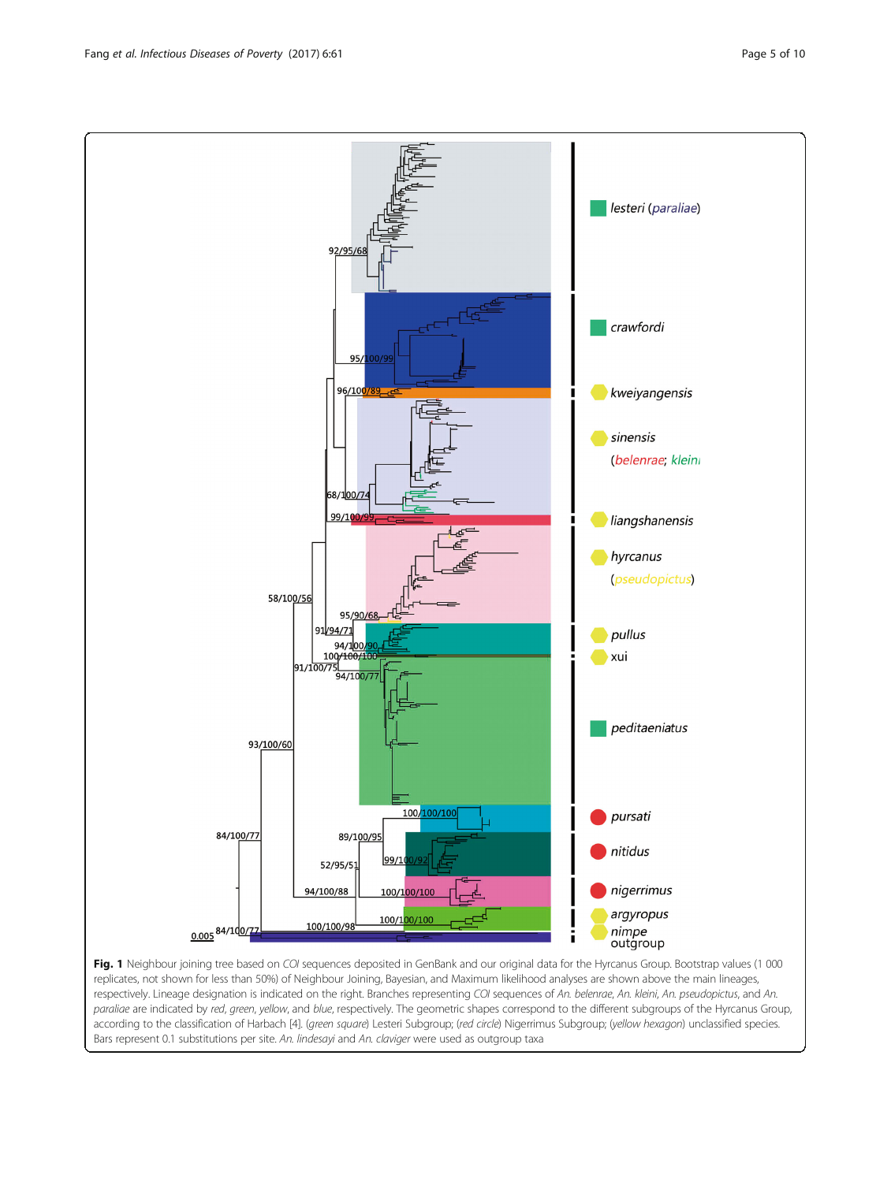**Fig. 1** Neighbour joining tree based on *COI* sequences deposited in GenBank and our original data for the Hyrcanus Group. Bootstrap values (1 000 replicates, not shown for less than 50%) of Neighbour Joining, Bayesian, and Maximum likelihood analyses are shown above the main lineages, respectively. Lineage designation is indicated on the right. Branches representing *COI* sequences of *An. belenrae*, *An. kleini*, *An. pseudopictus*, and *An. paraliae* are indicated by *red*, *green*, *yellow*, and *blue*, respectively. The geometric shapes correspond to the different subgroups of the Hyrcanus Group, according to the classification of Harbach [4]. (*green square*) Lesteri Subgroup; (*red circle*) Nigerrimus Subgroup; (*yellow hexagon*) unclassified species. Bars represent 0.1 substitutions per site. *An. lindesayi* and *An. claviger* were used as outgroup taxa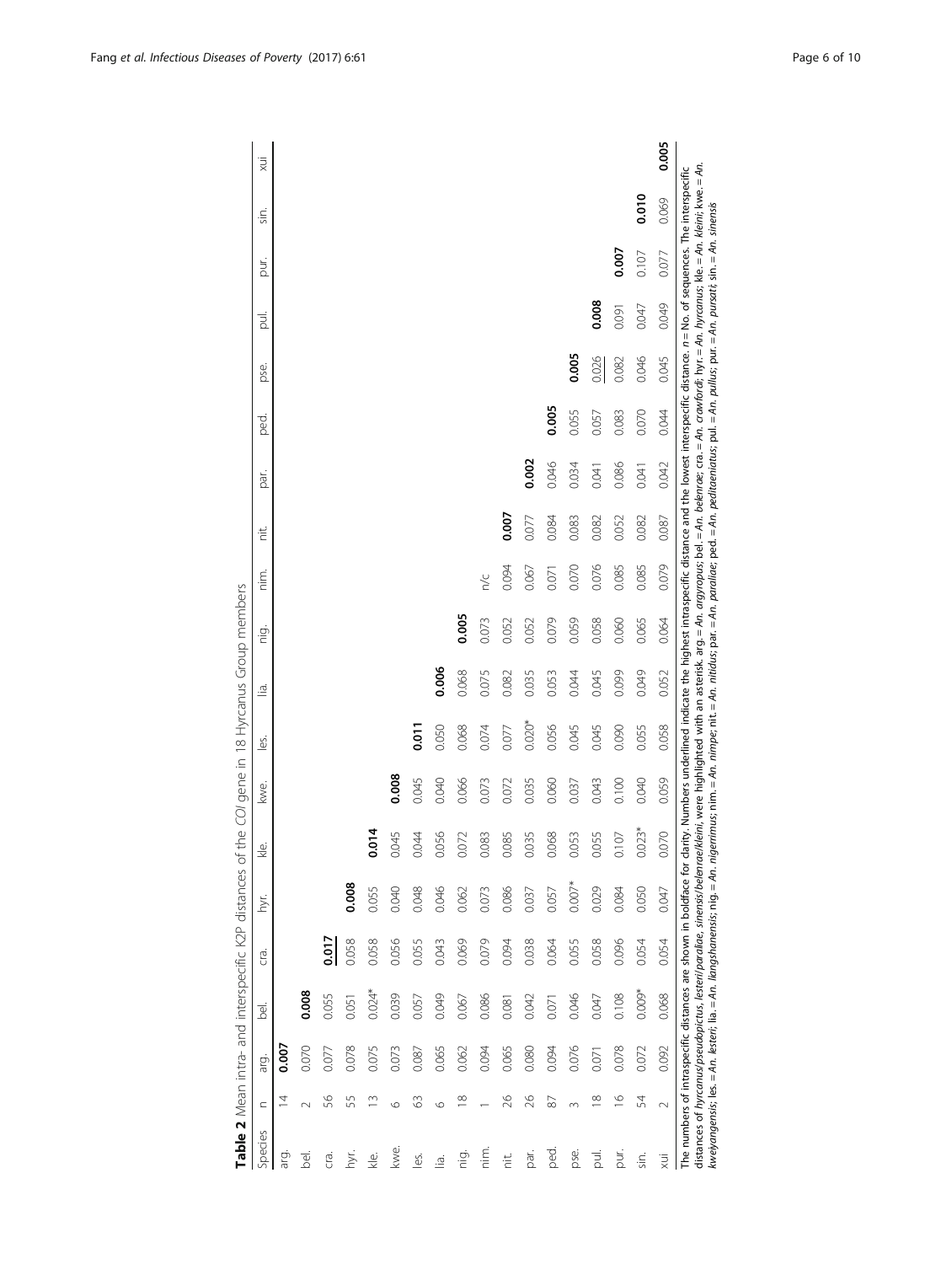**Table 2** Mean intra- and interspecific K2P distances of the *COI* gene in 18 Hyrcanus Group members

| Species | n | arg. | bel. | cra. | hyr. | kle. | kwe. | les. | lia. | nig. | nim. | nit. | par. | ped. | pse. | pul. | pur. | sin. | xui |
|---|---|---|---|---|---|---|---|---|---|---|---|---|---|---|---|---|---|---|---|
| arg. | 14 | **0.007** | | | | | | | | | | | | | | | | | |
| bel. | 2 | 0.070 | **0.008** | | | | | | | | | | | | | | | | |
| cra. | 56 | 0.077 | 0.055 | **0.017** | | | | | | | | | | | | | | | |
| hyr. | 55 | 0.078 | 0.051 | 0.058 | **0.008** | | | | | | | | | | | | | | |
| kle. | 13 | 0.075 | 0.024* | 0.058 | 0.055 | **0.014** | | | | | | | | | | | | | |
| kwe. | 6 | 0.073 | 0.039 | 0.056 | 0.040 | 0.045 | **0.008** | | | | | | | | | | | | |
| les. | 63 | 0.087 | 0.057 | 0.055 | 0.048 | 0.044 | 0.045 | **0.011** | | | | | | | | | | | |
| lia. | 6 | 0.065 | 0.049 | 0.043 | 0.046 | 0.056 | 0.040 | 0.050 | **0.006** | | | | | | | | | | |
| nig. | 18 | 0.062 | 0.067 | 0.069 | 0.062 | 0.072 | 0.066 | 0.068 | 0.068 | **0.005** | | | | | | | | | |
| nim. | 1 | 0.094 | 0.086 | 0.079 | 0.073 | 0.083 | 0.073 | 0.074 | 0.075 | 0.073 | n/c | | | | | | | | |
| nit. | 26 | 0.065 | 0.081 | 0.094 | 0.086 | 0.085 | 0.072 | 0.077 | 0.082 | 0.052 | 0.094 | **0.007** | | | | | | | |
| par. | 26 | 0.080 | 0.042 | 0.038 | 0.037 | 0.035 | 0.035 | 0.020* | 0.035 | 0.052 | 0.067 | 0.077 | **0.002** | | | | | | |
| ped. | 87 | 0.094 | 0.071 | 0.064 | 0.057 | 0.068 | 0.060 | 0.056 | 0.053 | 0.079 | 0.071 | 0.084 | 0.046 | **0.005** | | | | | |
| pse. | 3 | 0.076 | 0.046 | 0.055 | 0.007* | 0.053 | 0.037 | 0.045 | 0.044 | 0.059 | 0.070 | 0.083 | 0.034 | 0.055 | **0.005** | | | | |
| pul. | 18 | 0.071 | 0.047 | 0.058 | 0.029 | 0.055 | 0.043 | 0.045 | 0.045 | 0.058 | 0.076 | 0.082 | 0.041 | 0.057 | <u>0.026</u> | **0.008** | | | |
| pur. | 16 | 0.078 | 0.108 | 0.096 | 0.084 | 0.107 | 0.100 | 0.090 | 0.099 | 0.060 | 0.085 | 0.052 | 0.086 | 0.083 | 0.082 | 0.091 | **0.007** | | |
| sin. | 54 | 0.072 | 0.009* | 0.054 | 0.050 | 0.023* | 0.040 | 0.055 | 0.049 | 0.065 | 0.085 | 0.082 | 0.041 | 0.070 | 0.046 | 0.047 | 0.107 | **0.010** | |
| xui | 2 | 0.092 | 0.068 | 0.054 | 0.047 | 0.070 | 0.059 | 0.058 | 0.052 | 0.064 | 0.079 | 0.087 | 0.042 | 0.044 | 0.045 | 0.049 | 0.077 | 0.069 | **0.005** |

The numbers of intraspecific distances are shown in boldface for clarity. Numbers underlined indicate the highest intraspecific distance and the lowest interspecific distance. *n* = No. of sequences. The interspecific distances of *hyrcanus/pseudopictus*, *lesteri/paraliae*, *sinensis/belenrae/kleini*, were highlighted with an asterisk. arg. = *An. argyropus*; bel. = *An. belenrae*; cra. = *An. crawfordi*; hyr. = *An. hyrcanus*; kle. = *An. kleini*; kwe. = *An. kweiyangensis*; les. = *An. lesteri*; lia. = *An. liangshanensis*; nig. = *An. nigerrimus*; nim. = *An. nimpe*; nit. = *An. nitidus*; par. = *An. paraliae*; ped. = *An. peditaeniatus*; pul. = *An. pullus*; pur. = *An. pursati*; sin. = *An. sinensis*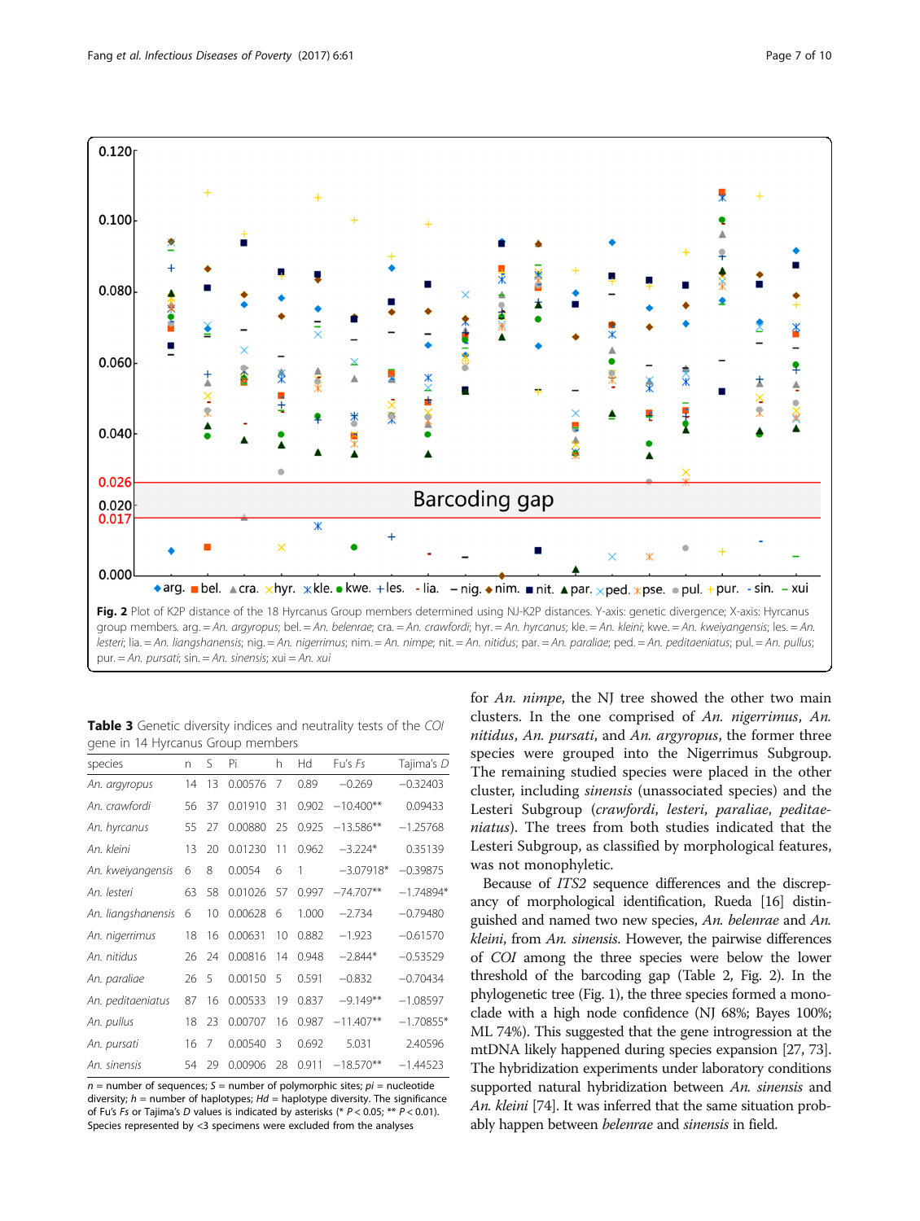**Fig. 2** Plot of K2P distance of the 18 Hyrcanus Group members determined using NJ-K2P distances. Y-axis: genetic divergence; X-axis: Hyrcanus group members. arg. = *An. argyropus*; bel. = *An. belenrae*; cra. = *An. crawfordi*; hyr. = *An. hyrcanus*; kle. = *An. kleini*; kwe. = *An. kweiyangensis*; les. = *An. lesteri*; lia. = *An. liangshanensis*; nig. = *An. nigerrimus*; nim. = *An. nimpe*; nit. = *An. nitidus*; par. = *An. paraliae*; ped. = *An. peditaeniatus*; pse. = *An. pseudopictus*; pul. = *An. pullus*; pur. = *An. pursati*; sin. = *An. sinensis*; xui = *An. xui*

**Table 3** Genetic diversity indices and neutrality tests of the *COI* gene in 14 Hyrcanus Group members

| species | n | S | Pi | h | Hd | Fu's *Fs* | Tajima's *D* |
|---|---|---|---|---|---|---|---|
| *An. argyropus* | 14 | 13 | 0.00576 | 7 | 0.89 | −0.269 | −0.32403 |
| *An. crawfordi* | 56 | 37 | 0.01910 | 31 | 0.902 | −10.400** | 0.09433 |
| *An. hyrcanus* | 55 | 27 | 0.00880 | 25 | 0.925 | −13.586** | −1.25768 |
| *An. kleini* | 13 | 20 | 0.01230 | 11 | 0.962 | −3.224* | 0.35139 |
| *An. kweiyangensis* | 6 | 8 | 0.0054 | 6 | 1 | −3.07918* | −0.39875 |
| *An. lesteri* | 63 | 58 | 0.01026 | 57 | 0.997 | −74.707** | −1.74894* |
| *An. liangshanensis* | 6 | 10 | 0.00628 | 6 | 1.000 | −2.734 | −0.79480 |
| *An. nigerrimus* | 18 | 16 | 0.00631 | 10 | 0.882 | −1.923 | −0.61570 |
| *An. nitidus* | 26 | 24 | 0.00816 | 14 | 0.948 | −2.844* | −0.53529 |
| *An. paraliae* | 26 | 5 | 0.00150 | 5 | 0.591 | −0.832 | −0.70434 |
| *An. peditaeniatus* | 87 | 16 | 0.00533 | 19 | 0.837 | −9.149** | −1.08597 |
| *An. pullus* | 18 | 23 | 0.00707 | 16 | 0.987 | −11.407** | −1.70855* |
| *An. pursati* | 16 | 7 | 0.00540 | 3 | 0.692 | 5.031 | 2.40596 |
| *An. sinensis* | 54 | 29 | 0.00906 | 28 | 0.911 | −18.570** | −1.44523 |

*n* = number of sequences; *S* = number of polymorphic sites; *pi* = nucleotide diversity; *h* = number of haplotypes; *Hd* = haplotype diversity. The significance of Fu's *Fs* or Tajima's *D* values is indicated by asterisks (* $P < 0.05$; ** $P < 0.01$). Species represented by <3 specimens were excluded from the analyses

for *An. nimpe*, the NJ tree showed the other two main clusters. In the one comprised of *An. nigerrimus*, *An. nitidus*, *An. pursati*, and *An. argyropus*, the former three species were grouped into the Nigerrimus Subgroup. The remaining studied species were placed in the other cluster, including *sinensis* (unassociated species) and the Lesteri Subgroup (*crawfordi*, *lesteri*, *paraliae*, *peditaeniatus*). The trees from both studies indicated that the Lesteri Subgroup, as classified by morphological features, was not monophyletic.

Because of *ITS2* sequence differences and the discrepancy of morphological identification, Rueda [16] distinguished and named two new species, *An. belenrae* and *An. kleini*, from *An. sinensis*. However, the pairwise differences of *COI* among the three species were below the lower threshold of the barcoding gap (Table 2, Fig. 2). In the phylogenetic tree (Fig. 1), the three species formed a monoclade with a high node confidence (NJ 68%; Bayes 100%; ML 74%). This suggested that the gene introgression at the mtDNA likely happened during species expansion [27, 73]. The hybridization experiments under laboratory conditions supported natural hybridization between *An. sinensis* and *An. kleini* [74]. It was inferred that the same situation probably happen between *belenrae* and *sinensis* in field.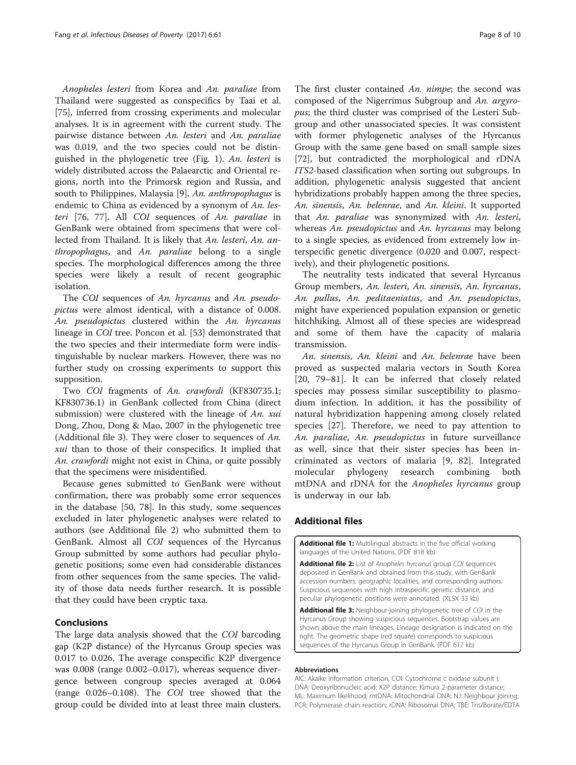*Anopheles lesteri* from Korea and *An. paraliae* from Thailand were suggested as conspecifics by Taai et al. [75], inferred from crossing experiments and molecular analyses. It is in agreement with the current study. The pairwise distance between *An. lesteri* and *An. paraliae* was 0.019, and the two species could not be distinguished in the phylogenetic tree (Fig. 1). *An. lesteri* is widely distributed across the Palaearctic and Oriental regions, north into the Primorsk region and Russia, and south to Philippines, Malaysia [9]. *An. anthropophagus* is endemic to China as evidenced by a synonym of *An. lesteri* [76, 77]. All *COI* sequences of *An. paraliae* in GenBank were obtained from specimens that were collected from Thailand. It is likely that *An. lesteri*, *An. anthropophagus*, and *An. paraliae* belong to a single species. The morphological differences among the three species were likely a result of recent geographic isolation.

The *COI* sequences of *An. hyrcanus* and *An. pseudopictus* were almost identical, with a distance of 0.008. *An. pseudopictus* clustered within the *An. hyrcanus* lineage in *COI* tree. Poncon et al. [53] demonstrated that the two species and their intermediate form were indistinguishable by nuclear markers. However, there was no further study on crossing experiments to support this supposition.

Two *COI* fragments of *An. crawfordi* (KF830735.1; KF830736.1) in GenBank collected from China (direct submission) were clustered with the lineage of *An. xui* Dong, Zhou, Dong & Mao, 2007 in the phylogenetic tree (Additional file 3). They were closer to sequences of *An. xui* than to those of their conspecifics. It implied that *An. crawfordi* might not exist in China, or quite possibly that the specimens were misidentified.

Because genes submitted to GenBank were without confirmation, there was probably some error sequences in the database [50, 78]. In this study, some sequences excluded in later phylogenetic analyses were related to authors (see Additional file 2) who submitted them to GenBank. Almost all *COI* sequences of the Hyrcanus Group submitted by some authors had peculiar phylogenetic positions; some even had considerable distances from other sequences from the same species. The validity of those data needs further research. It is possible that they could have been cryptic taxa.

## Conclusions

The large data analysis showed that the *COI* barcoding gap (K2P distance) of the Hyrcanus Group species was 0.017 to 0.026. The average conspecific K2P divergence was 0.008 (range 0.002–0.017), whereas sequence divergence between congroup species averaged at 0.064 (range 0.026–0.108). The *COI* tree showed that the group could be divided into at least three main clusters. The first cluster contained *An. nimpe*; the second was composed of the Nigerrimus Subgroup and *An. argyropus*; the third cluster was comprised of the Lesteri Subgroup and other unassociated species. It was consistent with former phylogenetic analyses of the Hyrcanus Group with the same gene based on small sample sizes [72], but contradicted the morphological and rDNA *ITS2*-based classification when sorting out subgroups. In addition, phylogenetic analysis suggested that ancient hybridizations probably happen among the three species, *An. sinensis*, *An. belenrae*, and *An. kleini*. It supported that *An. paraliae* was synonymized with *An. lesteri*, whereas *An. pseudopictus* and *An. hyrcanus* may belong to a single species, as evidenced from extremely low interspecific genetic divergence (0.020 and 0.007, respectively), and their phylogenetic positions.

The neutrality tests indicated that several Hyrcanus Group members, *An. lesteri*, *An. sinensis*, *An. hyrcanus*, *An. pullus*, *An. peditaeniatus*, and *An. pseudopictus*, might have experienced population expansion or genetic hitchhiking. Almost all of these species are widespread and some of them have the capacity of malaria transmission.

*An. sinensis*, *An. kleini* and *An. belenrae* have been proved as suspected malaria vectors in South Korea [20, 79–81]. It can be inferred that closely related species may possess similar susceptibility to plasmodium infection. In addition, it has the possibility of natural hybridization happening among closely related species [27]. Therefore, we need to pay attention to *An. paraliae*, *An. pseudopictus* in future surveillance as well, since that their sister species has been incriminated as vectors of malaria [9, 82]. Integrated molecular phylogeny research combining both mtDNA and rDNA for the *Anopheles hyrcanus* group is underway in our lab.

## Additional files

**Additional file 1:** Multilingual abstracts in the five official working languages of the United Nations. (PDF 818 kb)

**Additional file 2:** List of *Anopheles hyrcanus* group *COI* sequences deposited in GenBank and obtained from this study, with GenBank accession numbers, geographic localities, and corresponding authors. Suspicious sequences with high intraspecific genetic distance, and peculiar phylogenetic positions were annotated. (XLSX 33 kb)

**Additional file 3:** Neighbour-joining phylogenetic tree of *COI* in the Hyrcanus Group showing suspicious sequences. Bootstrap values are shown above the main lineages. Lineage designation is indicated on the right. The geometric shape (red square) corresponds to suspicious sequences of the Hyrcanus Group in GenBank. (PDF 617 kb)

#### Abbreviations

AIC: Akaike information criterion; COI: Cytochrome c oxidase subunit I; DNA: Deoxyribonucleic acid; K2P distance: Kimura 2-parameter distance; ML: Maximum likelihood; mtDNA: Mitochondrial DNA; NJ: Neighbour joining; PCR: Polymerase chain reaction; rDNA: Ribosomal DNA; TBE: Tris/Borate/EDTA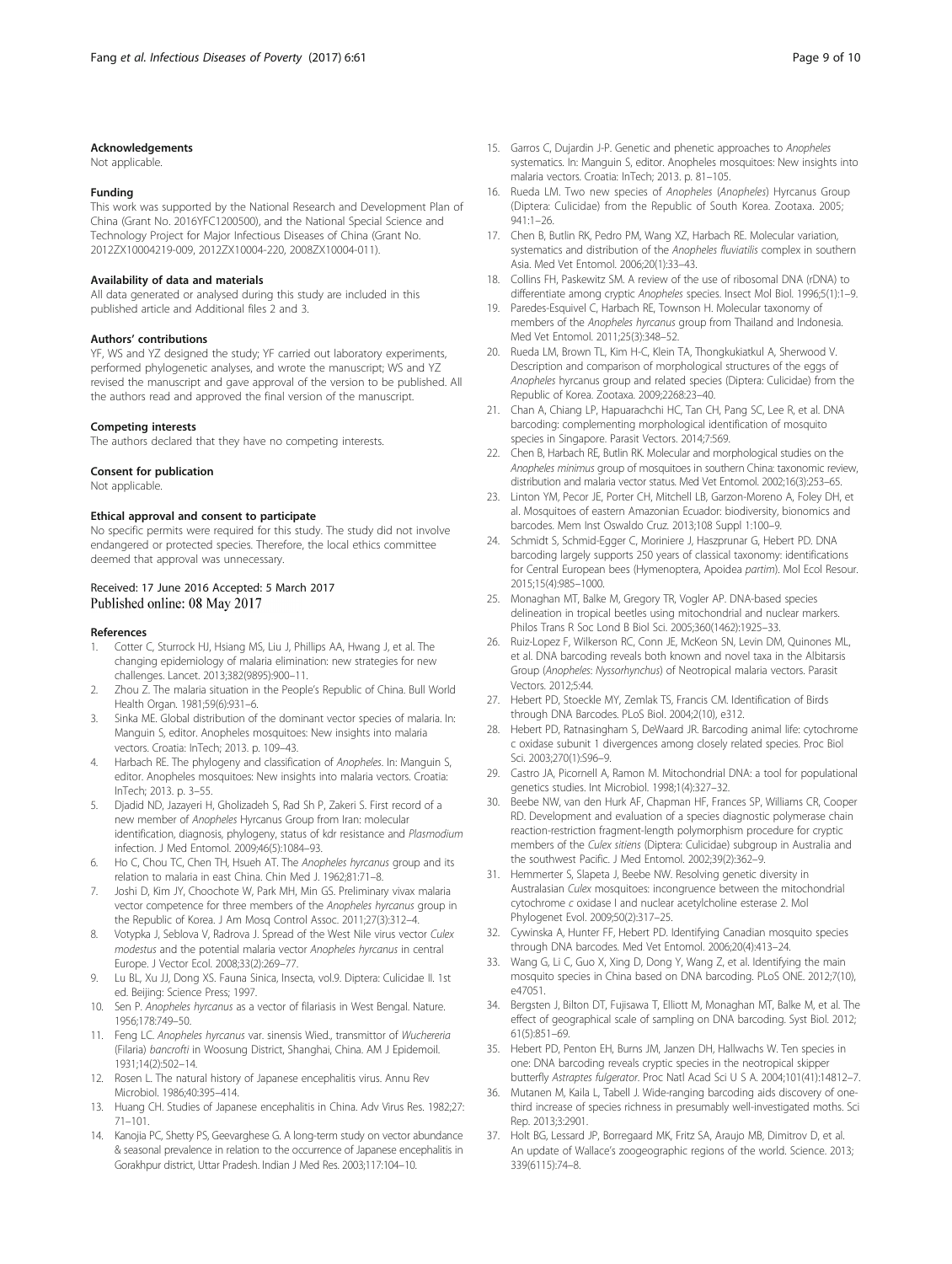### Acknowledgements

Not applicable.

### Funding

This work was supported by the National Research and Development Plan of China (Grant No. 2016YFC1200500), and the National Special Science and Technology Project for Major Infectious Diseases of China (Grant No. 2012ZX10004219-009, 2012ZX10004-220, 2008ZX10004-011).

### Availability of data and materials

All data generated or analysed during this study are included in this published article and Additional files 2 and 3.

### Authors' contributions

YF, WS and YZ designed the study; YF carried out laboratory experiments, performed phylogenetic analyses, and wrote the manuscript; WS and YZ revised the manuscript and gave approval of the version to be published. All the authors read and approved the final version of the manuscript.

### Competing interests

The authors declared that they have no competing interests.

### Consent for publication

Not applicable.

### Ethical approval and consent to participate

No specific permits were required for this study. The study did not involve endangered or protected species. Therefore, the local ethics committee deemed that approval was unnecessary.

Received: 17 June 2016 Accepted: 5 March 2017
Published online: 08 May 2017

### References

1. Cotter C, Sturrock HJ, Hsiang MS, Liu J, Phillips AA, Hwang J, et al. The changing epidemiology of malaria elimination: new strategies for new challenges. Lancet. 2013;382(9895):900–11.
2. Zhou Z. The malaria situation in the People's Republic of China. Bull World Health Organ. 1981;59(6):931–6.
3. Sinka ME. Global distribution of the dominant vector species of malaria. In: Manguin S, editor. Anopheles mosquitoes: New insights into malaria vectors. Croatia: InTech; 2013. p. 109–43.
4. Harbach RE. The phylogeny and classification of *Anopheles*. In: Manguin S, editor. Anopheles mosquitoes: New insights into malaria vectors. Croatia: InTech; 2013. p. 3–55.
5. Djadid ND, Jazayeri H, Gholizadeh S, Rad Sh P, Zakeri S. First record of a new member of *Anopheles* Hyrcanus Group from Iran: molecular identification, diagnosis, phylogeny, status of kdr resistance and *Plasmodium* infection. J Med Entomol. 2009;46(5):1084–93.
6. Ho C, Chou TC, Chen TH, Hsueh AT. The *Anopheles hyrcanus* group and its relation to malaria in east China. Chin Med J. 1962;81:71–8.
7. Joshi D, Kim JY, Choochote W, Park MH, Min GS. Preliminary vivax malaria vector competence for three members of the *Anopheles hyrcanus* group in the Republic of Korea. J Am Mosq Control Assoc. 2011;27(3):312–4.
8. Votypka J, Seblova V, Radrova J. Spread of the West Nile virus vector *Culex modestus* and the potential malaria vector *Anopheles hyrcanus* in central Europe. J Vector Ecol. 2008;33(2):269–77.
9. Lu BL, Xu JJ, Dong XS. Fauna Sinica, Insecta, vol.9. Diptera: Culicidae II. 1st ed. Beijing: Science Press; 1997.
10. Sen P. *Anopheles hyrcanus* as a vector of filariasis in West Bengal. Nature. 1956;178:749–50.
11. Feng LC. *Anopheles hyrcanus* var. sinensis Wied., transmitter of *Wuchereria* (Filaria) *bancrofti* in Woosung District, Shanghai, China. AM J Epidemoil. 1931;14(2):502–14.
12. Rosen L. The natural history of Japanese encephalitis virus. Annu Rev Microbiol. 1986;40:395–414.
13. Huang CH. Studies of Japanese encephalitis in China. Adv Virus Res. 1982;27:71–101.
14. Kanojia PC, Shetty PS, Geevarghese G. A long-term study on vector abundance & seasonal prevalence in relation to the occurrence of Japanese encephalitis in Gorakhpur district, Uttar Pradesh. Indian J Med Res. 2003;117:104–10.
15. Garros C, Dujardin J-P. Genetic and phenetic approaches to *Anopheles* systematics. In: Manguin S, editor. Anopheles mosquitoes: New insights into malaria vectors. Croatia: InTech; 2013. p. 81–105.
16. Rueda LM. Two new species of *Anopheles* (*Anopheles*) Hyrcanus Group (Diptera: Culicidae) from the Republic of South Korea. Zootaxa. 2005;941:1–26.
17. Chen B, Butlin RK, Pedro PM, Wang XZ, Harbach RE. Molecular variation, systematics and distribution of the *Anopheles fluviatilis* complex in southern Asia. Med Vet Entomol. 2006;20(1):33–43.
18. Collins FH, Paskewitz SM. A review of the use of ribosomal DNA (rDNA) to differentiate among cryptic *Anopheles* species. Insect Mol Biol. 1996;5(1):1–9.
19. Paredes-Esquivel C, Harbach RE, Townson H. Molecular taxonomy of members of the *Anopheles hyrcanus* group from Thailand and Indonesia. Med Vet Entomol. 2011;25(3):348–52.
20. Rueda LM, Brown TL, Kim H-C, Klein TA, Thongkukiatkul A, Sherwood V. Description and comparison of morphological structures of the eggs of *Anopheles* hyrcanus group and related species (Diptera: Culicidae) from the Republic of Korea. Zootaxa. 2009;2268:23–40.
21. Chan A, Chiang LP, Hapuarachchi HC, Tan CH, Pang SC, Lee R, et al. DNA barcoding: complementing morphological identification of mosquito species in Singapore. Parasit Vectors. 2014;7:569.
22. Chen B, Harbach RE, Butlin RK. Molecular and morphological studies on the *Anopheles minimus* group of mosquitoes in southern China: taxonomic review, distribution and malaria vector status. Med Vet Entomol. 2002;16(3):253–65.
23. Linton YM, Pecor JE, Porter CH, Mitchell LB, Garzon-Moreno A, Foley DH, et al. Mosquitoes of eastern Amazonian Ecuador: biodiversity, bionomics and barcodes. Mem Inst Oswaldo Cruz. 2013;108 Suppl 1:100–9.
24. Schmidt S, Schmid-Egger C, Moriniere J, Haszprunar G, Hebert PD. DNA barcoding largely supports 250 years of classical taxonomy: identifications for Central European bees (Hymenoptera, Apoidea *partim*). Mol Ecol Resour. 2015;15(4):985–1000.
25. Monaghan MT, Balke M, Gregory TR, Vogler AP. DNA-based species delineation in tropical beetles using mitochondrial and nuclear markers. Philos Trans R Soc Lond B Biol Sci. 2005;360(1462):1925–33.
26. Ruiz-Lopez F, Wilkerson RC, Conn JE, McKeon SN, Levin DM, Quinones ML, et al. DNA barcoding reveals both known and novel taxa in the Albitarsis Group (*Anopheles*: *Nyssorhynchus*) of Neotropical malaria vectors. Parasit Vectors. 2012;5:44.
27. Hebert PD, Stoeckle MY, Zemlak TS, Francis CM. Identification of Birds through DNA Barcodes. PLoS Biol. 2004;2(10), e312.
28. Hebert PD, Ratnasingham S, DeWaard JR. Barcoding animal life: cytochrome c oxidase subunit 1 divergences among closely related species. Proc Biol Sci. 2003;270(1):S96–9.
29. Castro JA, Picornell A, Ramon M. Mitochondrial DNA: a tool for populational genetics studies. Int Microbiol. 1998;1(4):327–32.
30. Beebe NW, van den Hurk AF, Chapman HF, Frances SP, Williams CR, Cooper RD. Development and evaluation of a species diagnostic polymerase chain reaction-restriction fragment-length polymorphism procedure for cryptic members of the *Culex sitiens* (Diptera: Culicidae) subgroup in Australia and the southwest Pacific. J Med Entomol. 2002;39(2):362–9.
31. Hemmerter S, Slapeta J, Beebe NW. Resolving genetic diversity in Australasian *Culex* mosquitoes: incongruence between the mitochondrial cytochrome *c* oxidase I and nuclear acetylcholine esterase 2. Mol Phylogenet Evol. 2009;50(2):317–25.
32. Cywinska A, Hunter FF, Hebert PD. Identifying Canadian mosquito species through DNA barcodes. Med Vet Entomol. 2006;20(4):413–24.
33. Wang G, Li C, Guo X, Xing D, Dong Y, Wang Z, et al. Identifying the main mosquito species in China based on DNA barcoding. PLoS ONE. 2012;7(10), e47051.
34. Bergsten J, Bilton DT, Fujisawa T, Elliott M, Monaghan MT, Balke M, et al. The effect of geographical scale of sampling on DNA barcoding. Syst Biol. 2012;61(5):851–69.
35. Hebert PD, Penton EH, Burns JM, Janzen DH, Hallwachs W. Ten species in one: DNA barcoding reveals cryptic species in the neotropical skipper butterfly *Astraptes fulgerator*. Proc Natl Acad Sci U S A. 2004;101(41):14812–7.
36. Mutanen M, Kaila L, Tabell J. Wide-ranging barcoding aids discovery of one-third increase of species richness in presumably well-investigated moths. Sci Rep. 2013;3:2901.
37. Holt BG, Lessard JP, Borregaard MK, Fritz SA, Araujo MB, Dimitrov D, et al. An update of Wallace's zoogeographic regions of the world. Science. 2013;339(6115):74–8.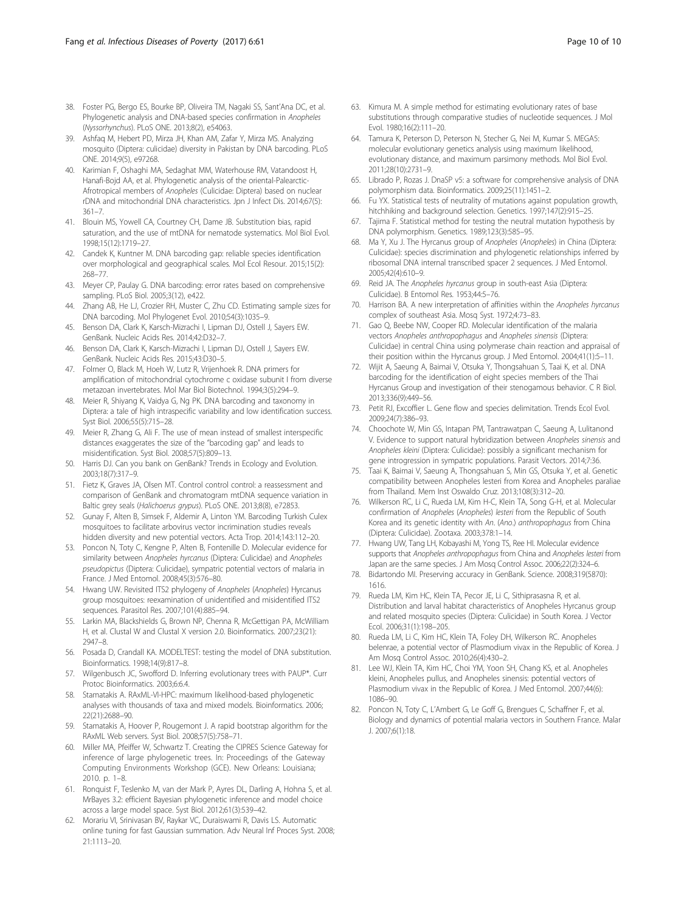38. Foster PG, Bergo ES, Bourke BP, Oliveira TM, Nagaki SS, Sant'Ana DC, et al. Phylogenetic analysis and DNA-based species confirmation in *Anopheles* (*Nyssorhynchus*). PLoS ONE. 2013;8(2), e54063.
39. Ashfaq M, Hebert PD, Mirza JH, Khan AM, Zafar Y, Mirza MS. Analyzing mosquito (Diptera: culicidae) diversity in Pakistan by DNA barcoding. PLoS ONE. 2014;9(5), e97268.
40. Karimian F, Oshaghi MA, Sedaghat MM, Waterhouse RM, Vatandoost H, Hanafi-Bojd AA, et al. Phylogenetic analysis of the oriental-Palearctic-Afrotropical members of *Anopheles* (Culicidae: Diptera) based on nuclear rDNA and mitochondrial DNA characteristics. Jpn J Infect Dis. 2014;67(5): 361–7.
41. Blouin MS, Yowell CA, Courtney CH, Dame JB. Substitution bias, rapid saturation, and the use of mtDNA for nematode systematics. Mol Biol Evol. 1998;15(12):1719–27.
42. Candek K, Kuntner M. DNA barcoding gap: reliable species identification over morphological and geographical scales. Mol Ecol Resour. 2015;15(2): 268–77.
43. Meyer CP, Paulay G. DNA barcoding: error rates based on comprehensive sampling. PLoS Biol. 2005;3(12), e422.
44. Zhang AB, He LJ, Crozier RH, Muster C, Zhu CD. Estimating sample sizes for DNA barcoding. Mol Phylogenet Evol. 2010;54(3):1035–9.
45. Benson DA, Clark K, Karsch-Mizrachi I, Lipman DJ, Ostell J, Sayers EW. GenBank. Nucleic Acids Res. 2014;42:D32–7.
46. Benson DA, Clark K, Karsch-Mizrachi I, Lipman DJ, Ostell J, Sayers EW. GenBank. Nucleic Acids Res. 2015;43:D30–5.
47. Folmer O, Black M, Hoeh W, Lutz R, Vrijenhoek R. DNA primers for amplification of mitochondrial cytochrome c oxidase subunit I from diverse metazoan invertebrates. Mol Mar Biol Biotechnol. 1994;3(5):294–9.
48. Meier R, Shiyang K, Vaidya G, Ng PK. DNA barcoding and taxonomy in Diptera: a tale of high intraspecific variability and low identification success. Syst Biol. 2006;55(5):715–28.
49. Meier R, Zhang G, Ali F. The use of mean instead of smallest interspecific distances exaggerates the size of the "barcoding gap" and leads to misidentification. Syst Biol. 2008;57(5):809–13.
50. Harris DJ. Can you bank on GenBank? Trends in Ecology and Evolution. 2003;18(7):317–9.
51. Fietz K, Graves JA, Olsen MT. Control control control: a reassessment and comparison of GenBank and chromatogram mtDNA sequence variation in Baltic grey seals (*Halichoerus grypus*). PLoS ONE. 2013;8(8), e72853.
52. Gunay F, Alten B, Simsek F, Aldemir A, Linton YM. Barcoding Turkish Culex mosquitoes to facilitate arbovirus vector incrimination studies reveals hidden diversity and new potential vectors. Acta Trop. 2014;143:112–20.
53. Poncon N, Toty C, Kengne P, Alten B, Fontenille D. Molecular evidence for similarity between *Anopheles hyrcanus* (Diptera: Culicidae) and *Anopheles pseudopictus* (Diptera: Culicidae), sympatric potential vectors of malaria in France. J Med Entomol. 2008;45(3):576–80.
54. Hwang UW. Revisited ITS2 phylogeny of *Anopheles* (*Anopheles*) Hyrcanus group mosquitoes: reexamination of unidentified and misidentified ITS2 sequences. Parasitol Res. 2007;101(4):885–94.
55. Larkin MA, Blackshields G, Brown NP, Chenna R, McGettigan PA, McWilliam H, et al. Clustal W and Clustal X version 2.0. Bioinformatics. 2007;23(21): 2947–8.
56. Posada D, Crandall KA. MODELTEST: testing the model of DNA substitution. Bioinformatics. 1998;14(9):817–8.
57. Wilgenbusch JC, Swofford D. Inferring evolutionary trees with PAUP*. Curr Protoc Bioinformatics. 2003;6:6.4.
58. Stamatakis A. RAxML-VI-HPC: maximum likelihood-based phylogenetic analyses with thousands of taxa and mixed models. Bioinformatics. 2006; 22(21):2688–90.
59. Stamatakis A, Hoover P, Rougemont J. A rapid bootstrap algorithm for the RAxML Web servers. Syst Biol. 2008;57(5):758–71.
60. Miller MA, Pfeiffer W, Schwartz T. Creating the CIPRES Science Gateway for inference of large phylogenetic trees. In: Proceedings of the Gateway Computing Environments Workshop (GCE). New Orleans: Louisiana; 2010. p. 1–8.
61. Ronquist F, Teslenko M, van der Mark P, Ayres DL, Darling A, Hohna S, et al. MrBayes 3.2: efficient Bayesian phylogenetic inference and model choice across a large model space. Syst Biol. 2012;61(3):539–42.
62. Morariu VI, Srinivasan BV, Raykar VC, Duraiswami R, Davis LS. Automatic online tuning for fast Gaussian summation. Adv Neural Inf Proces Syst. 2008; 21:1113–20.
63. Kimura M. A simple method for estimating evolutionary rates of base substitutions through comparative studies of nucleotide sequences. J Mol Evol. 1980;16(2):111–20.
64. Tamura K, Peterson D, Peterson N, Stecher G, Nei M, Kumar S. MEGA5: molecular evolutionary genetics analysis using maximum likelihood, evolutionary distance, and maximum parsimony methods. Mol Biol Evol. 2011;28(10):2731–9.
65. Librado P, Rozas J. DnaSP v5: a software for comprehensive analysis of DNA polymorphism data. Bioinformatics. 2009;25(11):1451–2.
66. Fu YX. Statistical tests of neutrality of mutations against population growth, hitchhiking and background selection. Genetics. 1997;147(2):915–25.
67. Tajima F. Statistical method for testing the neutral mutation hypothesis by DNA polymorphism. Genetics. 1989;123(3):585–95.
68. Ma Y, Xu J. The Hyrcanus group of *Anopheles* (*Anopheles*) in China (Diptera: Culicidae): species discrimination and phylogenetic relationships inferred by ribosomal DNA internal transcribed spacer 2 sequences. J Med Entomol. 2005;42(4):610–9.
69. Reid JA. The *Anopheles hyrcanus* group in south-east Asia (Diptera: Culicidae). B Entomol Res. 1953;44:5–76.
70. Harrison BA. A new interpretation of affinities within the *Anopheles hyrcanus* complex of southeast Asia. Mosq Syst. 1972;4:73–83.
71. Gao Q, Beebe NW, Cooper RD. Molecular identification of the malaria vectors *Anopheles anthropophagus* and *Anopheles sinensis* (Diptera: Culicidae) in central China using polymerase chain reaction and appraisal of their position within the Hyrcanus group. J Med Entomol. 2004;41(1):5–11.
72. Wijit A, Saeung A, Baimai V, Otsuka Y, Thongsahuan S, Taai K, et al. DNA barcoding for the identification of eight species members of the Thai Hyrcanus Group and investigation of their stenogamous behavior. C R Biol. 2013;336(9):449–56.
73. Petit RJ, Excoffier L. Gene flow and species delimitation. Trends Ecol Evol. 2009;24(7):386–93.
74. Choochote W, Min GS, Intapan PM, Tantrawatpan C, Saeung A, Lulitanond V. Evidence to support natural hybridization between *Anopheles sinensis* and *Anopheles kleini* (Diptera: Culicidae): possibly a significant mechanism for gene introgression in sympatric populations. Parasit Vectors. 2014;7:36.
75. Taai K, Baimai V, Saeung A, Thongsahuan S, Min GS, Otsuka Y, et al. Genetic compatibility between Anopheles lesteri from Korea and Anopheles paraliae from Thailand. Mem Inst Oswaldo Cruz. 2013;108(3):312–20.
76. Wilkerson RC, Li C, Rueda LM, Kim H-C, Klein TA, Song G-H, et al. Molecular confirmation of *Anopheles* (*Anopheles*) *lesteri* from the Republic of South Korea and its genetic identity with *An.* (*Ano.*) *anthropophagus* from China (Diptera: Culicidae). Zootaxa. 2003;378:1–14.
77. Hwang UW, Tang LH, Kobayashi M, Yong TS, Ree HI. Molecular evidence supports that *Anopheles anthropophagus* from China and *Anopheles lesteri* from Japan are the same species. J Am Mosq Control Assoc. 2006;22(2):324–6.
78. Bidartondo MI. Preserving accuracy in GenBank. Science. 2008;319(5870): 1616.
79. Rueda LM, Kim HC, Klein TA, Pecor JE, Li C, Sithiprasasna R, et al. Distribution and larval habitat characteristics of Anopheles Hyrcanus group and related mosquito species (Diptera: Culicidae) in South Korea. J Vector Ecol. 2006;31(1):198–205.
80. Rueda LM, Li C, Kim HC, Klein TA, Foley DH, Wilkerson RC. Anopheles belenrae, a potential vector of Plasmodium vivax in the Republic of Korea. J Am Mosq Control Assoc. 2010;26(4):430–2.
81. Lee WJ, Klein TA, Kim HC, Choi YM, Yoon SH, Chang KS, et al. Anopheles kleini, Anopheles pullus, and Anopheles sinensis: potential vectors of Plasmodium vivax in the Republic of Korea. J Med Entomol. 2007;44(6): 1086–90.
82. Poncon N, Toty C, L'Ambert G, Le Goff G, Brengues C, Schaffner F, et al. Biology and dynamics of potential malaria vectors in Southern France. Malar J. 2007;6(1):18.